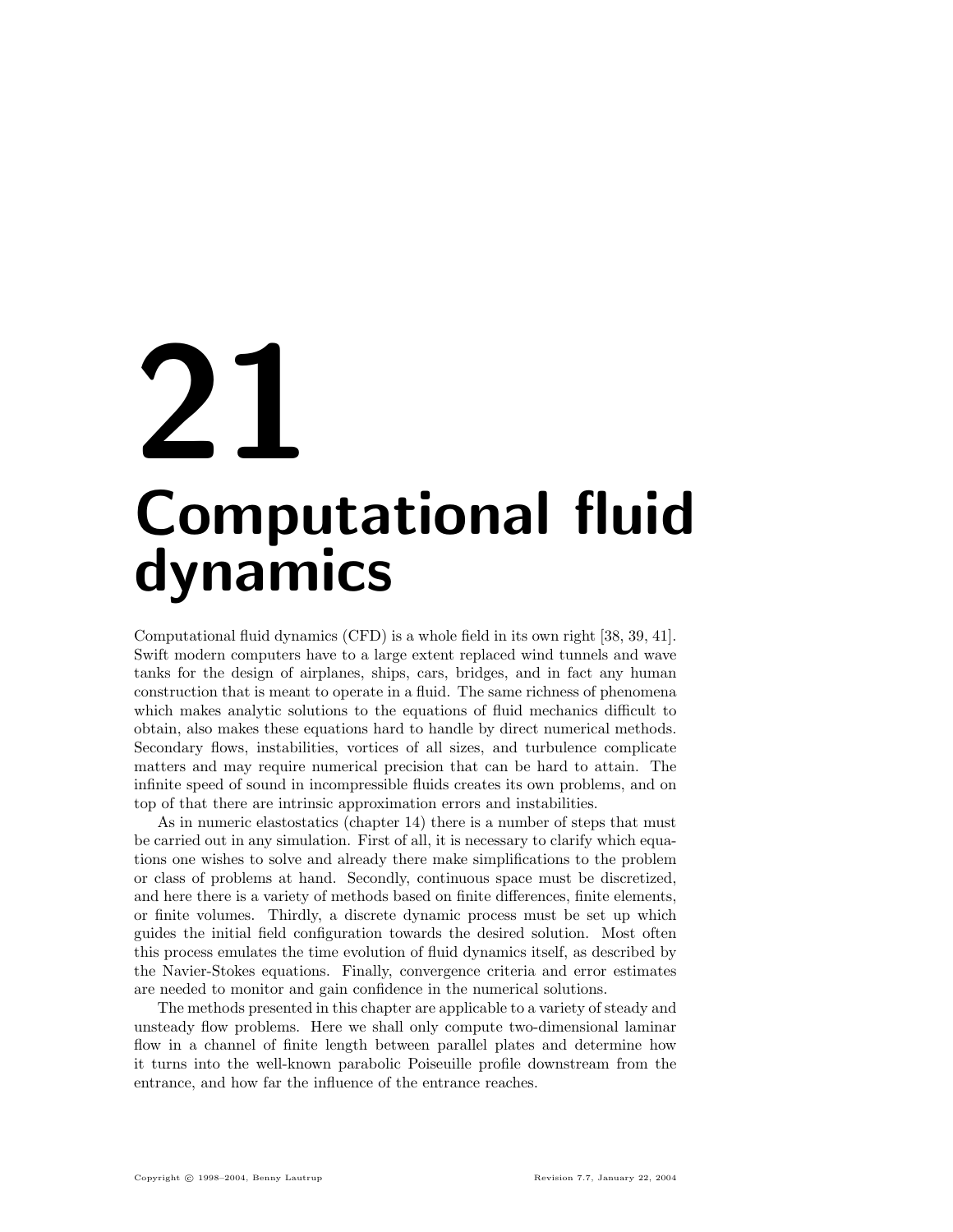# 21 Computational fluid dynamics

Computational fluid dynamics (CFD) is a whole field in its own right [38, 39, 41]. Swift modern computers have to a large extent replaced wind tunnels and wave tanks for the design of airplanes, ships, cars, bridges, and in fact any human construction that is meant to operate in a fluid. The same richness of phenomena which makes analytic solutions to the equations of fluid mechanics difficult to obtain, also makes these equations hard to handle by direct numerical methods. Secondary flows, instabilities, vortices of all sizes, and turbulence complicate matters and may require numerical precision that can be hard to attain. The infinite speed of sound in incompressible fluids creates its own problems, and on top of that there are intrinsic approximation errors and instabilities.

As in numeric elastostatics (chapter 14) there is a number of steps that must be carried out in any simulation. First of all, it is necessary to clarify which equations one wishes to solve and already there make simplifications to the problem or class of problems at hand. Secondly, continuous space must be discretized, and here there is a variety of methods based on finite differences, finite elements, or finite volumes. Thirdly, a discrete dynamic process must be set up which guides the initial field configuration towards the desired solution. Most often this process emulates the time evolution of fluid dynamics itself, as described by the Navier-Stokes equations. Finally, convergence criteria and error estimates are needed to monitor and gain confidence in the numerical solutions.

The methods presented in this chapter are applicable to a variety of steady and unsteady flow problems. Here we shall only compute two-dimensional laminar flow in a channel of finite length between parallel plates and determine how it turns into the well-known parabolic Poiseuille profile downstream from the entrance, and how far the influence of the entrance reaches.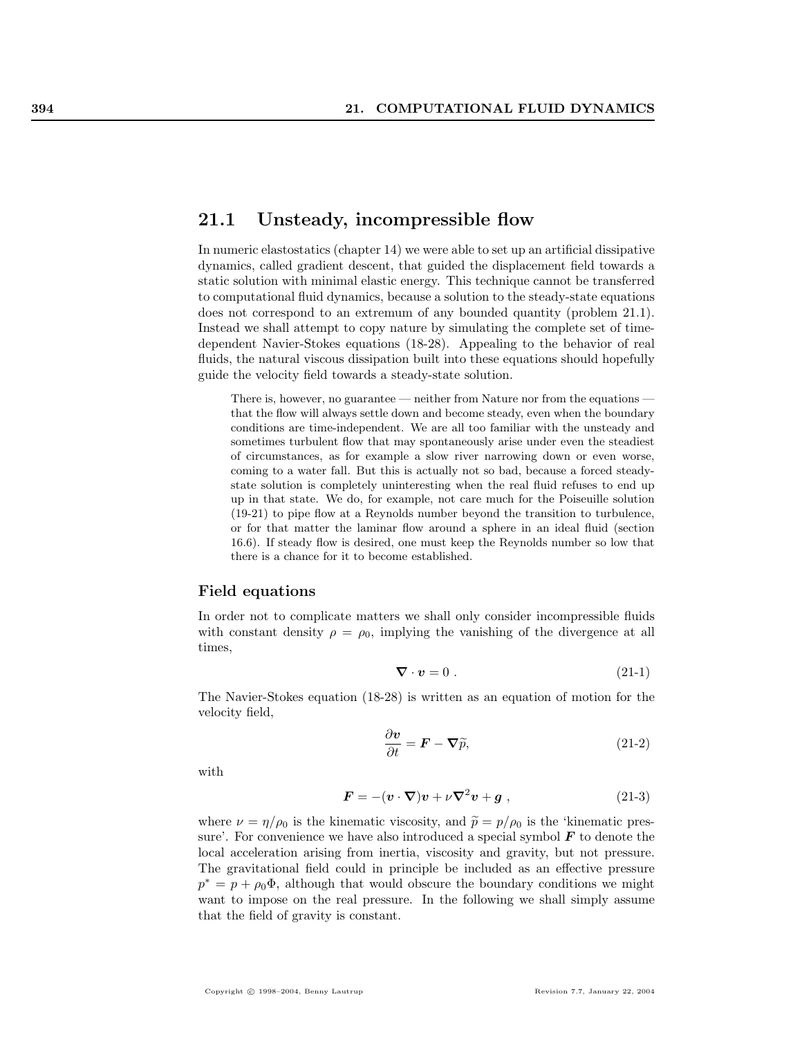## 21.1 Unsteady, incompressible flow

In numeric elastostatics (chapter 14) we were able to set up an artificial dissipative dynamics, called gradient descent, that guided the displacement field towards a static solution with minimal elastic energy. This technique cannot be transferred to computational fluid dynamics, because a solution to the steady-state equations does not correspond to an extremum of any bounded quantity (problem 21.1). Instead we shall attempt to copy nature by simulating the complete set of time-dependent Navier-Stokes equations (18-28). Appealing to the behavior of real fluids, the natural viscous dissipation built into these equations should hopefully guide the velocity field towards a steady-state solution.

> There is, however, no guarantee — neither from Nature nor from the equations — that the flow will always settle down and become steady, even when the boundary conditions are time-independent. We are all too familiar with the unsteady and sometimes turbulent flow that may spontaneously arise under even the steadiest of circumstances, as for example a slow river narrowing down or even worse, coming to a water fall. But this is actually not so bad, because a forced steady-state solution is completely uninteresting when the real fluid refuses to end up up in that state. We do, for example, not care much for the Poiseuille solution (19-21) to pipe flow at a Reynolds number beyond the transition to turbulence, or for that matter the laminar flow around a sphere in an ideal fluid (section 16.6). If steady flow is desired, one must keep the Reynolds number so low that there is a chance for it to become established.

### Field equations

In order not to complicate matters we shall only consider incompressible fluids with constant density $\rho = \rho_0$, implying the vanishing of the divergence at all times,

$$\boldsymbol{\nabla} \cdot \boldsymbol{v} = 0 \; . \tag{21-1}$$

The Navier-Stokes equation (18-28) is written as an equation of motion for the velocity field,

$$\frac{\partial \boldsymbol{v}}{\partial t} = \boldsymbol{F} - \boldsymbol{\nabla} \widetilde{p}, \tag{21-2}$$

with

$$\boldsymbol{F} = -(\boldsymbol{v} \cdot \boldsymbol{\nabla})\boldsymbol{v} + \nu \boldsymbol{\nabla}^2 \boldsymbol{v} + \boldsymbol{g} \; , \tag{21-3}$$

where $\nu = \eta/\rho_0$ is the kinematic viscosity, and $\widetilde{p} = p/\rho_0$ is the 'kinematic pressure'. For convenience we have also introduced a special symbol $\boldsymbol{F}$ to denote the local acceleration arising from inertia, viscosity and gravity, but not pressure. The gravitational field could in principle be included as an effective pressure $p^* = p + \rho_0 \Phi$, although that would obscure the boundary conditions we might want to impose on the real pressure. In the following we shall simply assume that the field of gravity is constant.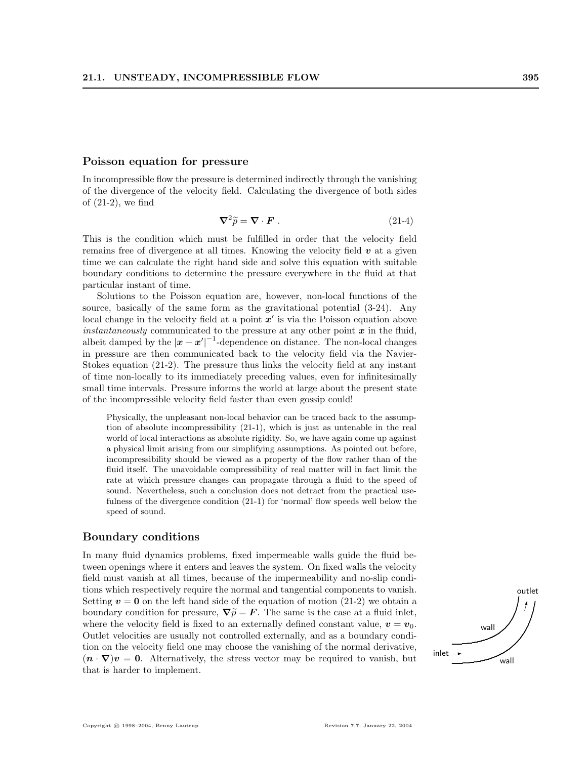## Poisson equation for pressure

In incompressible flow the pressure is determined indirectly through the vanishing of the divergence of the velocity field. Calculating the divergence of both sides of (21-2), we find

$$\nabla^2 \widetilde{p} = \nabla \cdot \boldsymbol{F} \ . \tag{21-4}$$

This is the condition which must be fulfilled in order that the velocity field remains free of divergence at all times. Knowing the velocity field $\boldsymbol{v}$ at a given time we can calculate the right hand side and solve this equation with suitable boundary conditions to determine the pressure everywhere in the fluid at that particular instant of time.

Solutions to the Poisson equation are, however, non-local functions of the source, basically of the same form as the gravitational potential (3-24). Any local change in the velocity field at a point $\boldsymbol{x}'$ is via the Poisson equation above *instantaneously* communicated to the pressure at any other point $\boldsymbol{x}$ in the fluid, albeit damped by the $|\boldsymbol{x} - \boldsymbol{x}'|^{-1}$-dependence on distance. The non-local changes in pressure are then communicated back to the velocity field via the Navier-Stokes equation (21-2). The pressure thus links the velocity field at any instant of time non-locally to its immediately preceding values, even for infinitesimally small time intervals. Pressure informs the world at large about the present state of the incompressible velocity field faster than even gossip could!

> Physically, the unpleasant non-local behavior can be traced back to the assumption of absolute incompressibility (21-1), which is just as untenable in the real world of local interactions as absolute rigidity. So, we have again come up against a physical limit arising from our simplifying assumptions. As pointed out before, incompressibility should be viewed as a property of the flow rather than of the fluid itself. The unavoidable compressibility of real matter will in fact limit the rate at which pressure changes can propagate through a fluid to the speed of sound. Nevertheless, such a conclusion does not detract from the practical usefulness of the divergence condition (21-1) for 'normal' flow speeds well below the speed of sound.

## Boundary conditions

In many fluid dynamics problems, fixed impermeable walls guide the fluid between openings where it enters and leaves the system. On fixed walls the velocity field must vanish at all times, because of the impermeability and no-slip conditions which respectively require the normal and tangential components to vanish. Setting $\boldsymbol{v} = \boldsymbol{0}$ on the left hand side of the equation of motion (21-2) we obtain a boundary condition for pressure, $\nabla \widetilde{p} = \boldsymbol{F}$. The same is the case at a fluid inlet, where the velocity field is fixed to an externally defined constant value, $\boldsymbol{v} = \boldsymbol{v}_0$. Outlet velocities are usually not controlled externally, and as a boundary condition on the velocity field one may choose the vanishing of the normal derivative, $(\boldsymbol{n} \cdot \nabla)\boldsymbol{v} = \boldsymbol{0}$. Alternatively, the stress vector may be required to vanish, but that is harder to implement.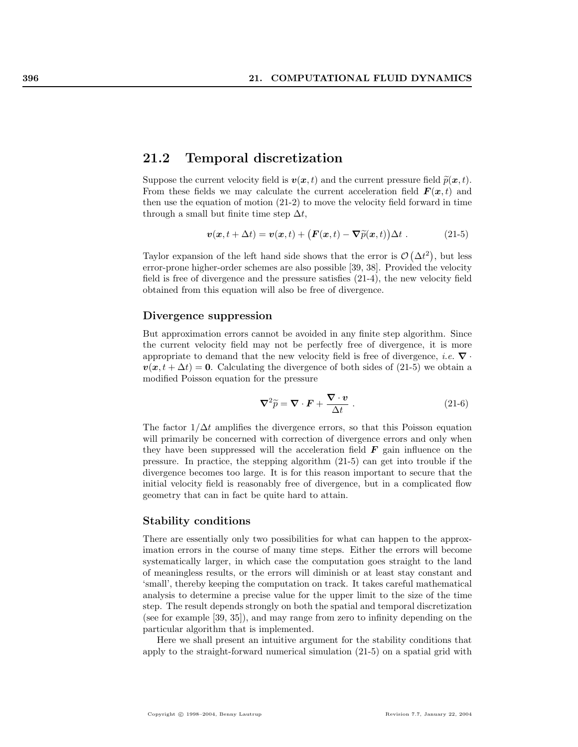## 21.2 Temporal discretization

Suppose the current velocity field is $\boldsymbol{v}(\boldsymbol{x}, t)$ and the current pressure field $\widetilde{p}(\boldsymbol{x}, t)$. From these fields we may calculate the current acceleration field $\boldsymbol{F}(\boldsymbol{x}, t)$ and then use the equation of motion (21-2) to move the velocity field forward in time through a small but finite time step $\Delta t$,

$$\boldsymbol{v}(\boldsymbol{x}, t + \Delta t) = \boldsymbol{v}(\boldsymbol{x}, t) + \big(\boldsymbol{F}(\boldsymbol{x}, t) - \boldsymbol{\nabla}\widetilde{p}(\boldsymbol{x}, t)\big)\Delta t \ . \tag{21-5}$$

Taylor expansion of the left hand side shows that the error is $\mathcal{O}\left(\Delta t^2\right)$, but less error-prone higher-order schemes are also possible [39, 38]. Provided the velocity field is free of divergence and the pressure satisfies (21-4), the new velocity field obtained from this equation will also be free of divergence.

### Divergence suppression

But approximation errors cannot be avoided in any finite step algorithm. Since the current velocity field may not be perfectly free of divergence, it is more appropriate to demand that the new velocity field is free of divergence, *i.e.* $\boldsymbol{\nabla} \cdot \boldsymbol{v}(\boldsymbol{x}, t + \Delta t) = \boldsymbol{0}$. Calculating the divergence of both sides of (21-5) we obtain a modified Poisson equation for the pressure

$$\boldsymbol{\nabla}^2 \widetilde{p} = \boldsymbol{\nabla} \cdot \boldsymbol{F} + \frac{\boldsymbol{\nabla} \cdot \boldsymbol{v}}{\Delta t} \ . \tag{21-6}$$

The factor $1/\Delta t$ amplifies the divergence errors, so that this Poisson equation will primarily be concerned with correction of divergence errors and only when they have been suppressed will the acceleration field $\boldsymbol{F}$ gain influence on the pressure. In practice, the stepping algorithm (21-5) can get into trouble if the divergence becomes too large. It is for this reason important to secure that the initial velocity field is reasonably free of divergence, but in a complicated flow geometry that can in fact be quite hard to attain.

### Stability conditions

There are essentially only two possibilities for what can happen to the approximation errors in the course of many time steps. Either the errors will become systematically larger, in which case the computation goes straight to the land of meaningless results, or the errors will diminish or at least stay constant and 'small', thereby keeping the computation on track. It takes careful mathematical analysis to determine a precise value for the upper limit to the size of the time step. The result depends strongly on both the spatial and temporal discretization (see for example [39, 35]), and may range from zero to infinity depending on the particular algorithm that is implemented.

Here we shall present an intuitive argument for the stability conditions that apply to the straight-forward numerical simulation (21-5) on a spatial grid with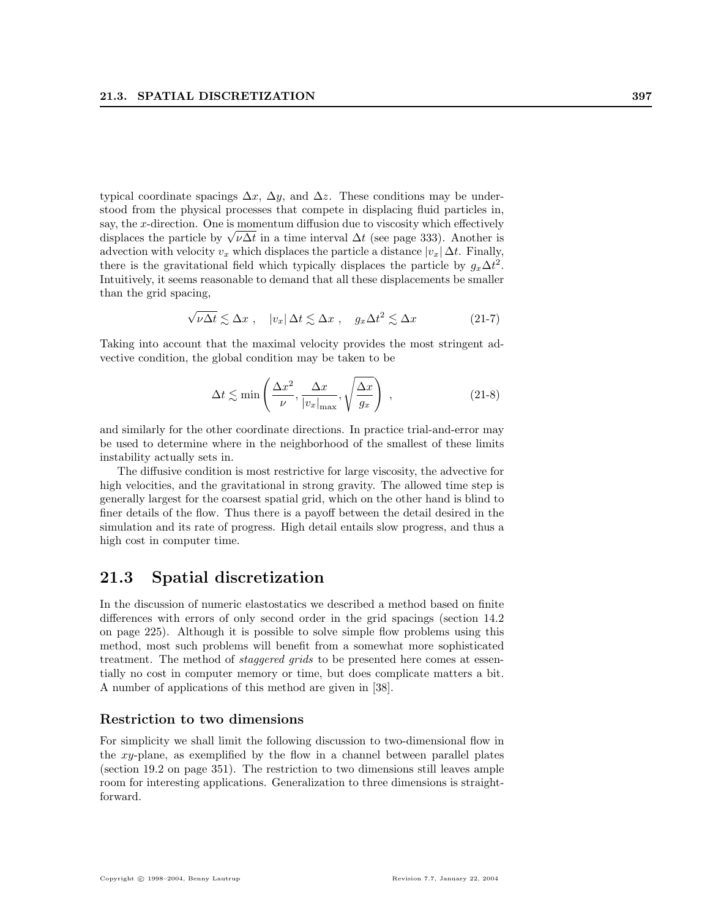typical coordinate spacings $\Delta x$, $\Delta y$, and $\Delta z$. These conditions may be understood from the physical processes that compete in displacing fluid particles in, say, the $x$-direction. One is momentum diffusion due to viscosity which effectively displaces the particle by $\sqrt{\nu \Delta t}$ in a time interval $\Delta t$ (see page 333). Another is advection with velocity $v_x$ which displaces the particle a distance $|v_x|\,\Delta t$. Finally, there is the gravitational field which typically displaces the particle by $g_x \Delta t^2$. Intuitively, it seems reasonable to demand that all these displacements be smaller than the grid spacing,

$$\sqrt{\nu \Delta t} \lesssim \Delta x \ , \quad |v_x|\,\Delta t \lesssim \Delta x \ , \quad g_x \Delta t^2 \lesssim \Delta x \tag{21-7}$$

Taking into account that the maximal velocity provides the most stringent advective condition, the global condition may be taken to be

$$\Delta t \lesssim \min\left(\frac{\Delta x^2}{\nu}, \frac{\Delta x}{|v_x|_{\max}}, \sqrt{\frac{\Delta x}{g_x}}\right) \ , \tag{21-8}$$

and similarly for the other coordinate directions. In practice trial-and-error may be used to determine where in the neighborhood of the smallest of these limits instability actually sets in.

The diffusive condition is most restrictive for large viscosity, the advective for high velocities, and the gravitational in strong gravity. The allowed time step is generally largest for the coarsest spatial grid, which on the other hand is blind to finer details of the flow. Thus there is a payoff between the detail desired in the simulation and its rate of progress. High detail entails slow progress, and thus a high cost in computer time.

## 21.3 Spatial discretization

In the discussion of numeric elastostatics we described a method based on finite differences with errors of only second order in the grid spacings (section 14.2 on page 225). Although it is possible to solve simple flow problems using this method, most such problems will benefit from a somewhat more sophisticated treatment. The method of *staggered grids* to be presented here comes at essentially no cost in computer memory or time, but does complicate matters a bit. A number of applications of this method are given in [38].

### Restriction to two dimensions

For simplicity we shall limit the following discussion to two-dimensional flow in the $xy$-plane, as exemplified by the flow in a channel between parallel plates (section 19.2 on page 351). The restriction to two dimensions still leaves ample room for interesting applications. Generalization to three dimensions is straightforward.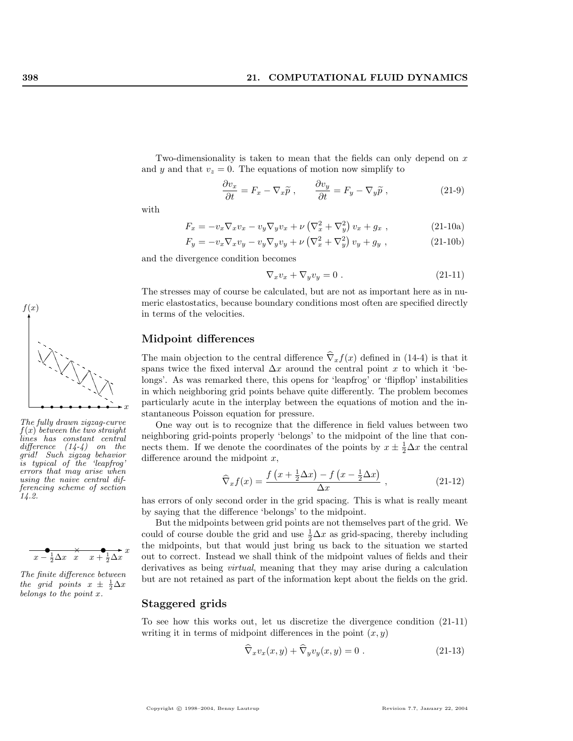Two-dimensionality is taken to mean that the fields can only depend on $x$ and $y$ and that $v_z = 0$. The equations of motion now simplify to

$$\frac{\partial v_x}{\partial t} = F_x - \nabla_x \widetilde{p} \;, \qquad \frac{\partial v_y}{\partial t} = F_y - \nabla_y \widetilde{p} \;, \tag{21-9}$$

with

$$F_x = -v_x \nabla_x v_x - v_y \nabla_y v_x + \nu \left(\nabla_x^2 + \nabla_y^2\right) v_x + g_x \;, \tag{21-10a}$$

$$F_y = -v_x \nabla_x v_y - v_y \nabla_y v_y + \nu \left(\nabla_x^2 + \nabla_y^2\right) v_y + g_y \;, \tag{21-10b}$$

and the divergence condition becomes

$$\nabla_x v_x + \nabla_y v_y = 0 \;. \tag{21-11}$$

The stresses may of course be calculated, but are not as important here as in numeric elastostatics, because boundary conditions most often are specified directly in terms of the velocities.

*The fully drawn zigzag-curve $f(x)$ between the two straight lines has constant central difference (14-4) on the grid! Such zigzag behavior is typical of the 'leapfrog' errors that may arise when using the naive central differencing scheme of section 14.2.*

## Midpoint differences

The main objection to the central difference $\widehat{\nabla}_x f(x)$ defined in (14-4) is that it spans twice the fixed interval $\Delta x$ around the central point $x$ to which it 'belongs'. As was remarked there, this opens for 'leapfrog' or 'flipflop' instabilities in which neighboring grid points behave quite differently. The problem becomes particularly acute in the interplay between the equations of motion and the instantaneous Poisson equation for pressure.

One way out is to recognize that the difference in field values between two neighboring grid-points properly 'belongs' to the midpoint of the line that connects them. If we denote the coordinates of the points by $x \pm \frac{1}{2}\Delta x$ the central difference around the midpoint $x$,

$$\widehat{\nabla}_x f(x) = \frac{f\left(x + \frac{1}{2}\Delta x\right) - f\left(x - \frac{1}{2}\Delta x\right)}{\Delta x} \;, \tag{21-12}$$

has errors of only second order in the grid spacing. This is what is really meant by saying that the difference 'belongs' to the midpoint.

*The finite difference between the grid points $x \pm \frac{1}{2}\Delta x$ belongs to the point $x$.*

But the midpoints between grid points are not themselves part of the grid. We could of course double the grid and use $\frac{1}{2}\Delta x$ as grid-spacing, thereby including the midpoints, but that would just bring us back to the situation we started out to correct. Instead we shall think of the midpoint values of fields and their derivatives as being *virtual*, meaning that they may arise during a calculation but are not retained as part of the information kept about the fields on the grid.

## Staggered grids

To see how this works out, let us discretize the divergence condition (21-11) writing it in terms of midpoint differences in the point $(x, y)$

$$\widehat{\nabla}_x v_x(x, y) + \widehat{\nabla}_y v_y(x, y) = 0 \;. \tag{21-13}$$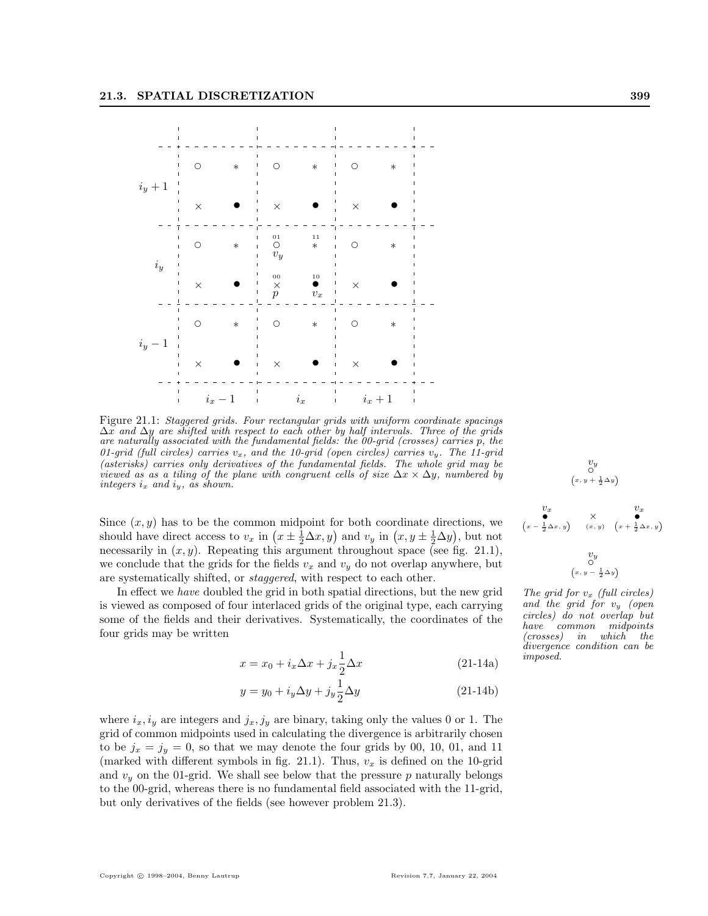Figure 21.1: *Staggered grids. Four rectangular grids with uniform coordinate spacings $\Delta x$ and $\Delta y$ are shifted with respect to each other by half intervals. Three of the grids are naturally associated with the fundamental fields: the 00-grid (crosses) carries $p$, the 01-grid (full circles) carries $v_x$, and the 10-grid (open circles) carries $v_y$. The 11-grid (asterisks) carries only derivatives of the fundamental fields. The whole grid may be viewed as as a tiling of the plane with congruent cells of size $\Delta x \times \Delta y$, numbered by integers $i_x$ and $i_y$, as shown.*

Since $(x, y)$ has to be the common midpoint for both coordinate directions, we should have direct access to $v_x$ in $\left(x \pm \frac{1}{2}\Delta x, y\right)$ and $v_y$ in $\left(x, y \pm \frac{1}{2}\Delta y\right)$, but not necessarily in $(x, y)$. Repeating this argument throughout space (see fig. 21.1), we conclude that the grids for the fields $v_x$ and $v_y$ do not overlap anywhere, but are systematically shifted, or *staggered*, with respect to each other.

*The grid for $v_x$ (full circles) and the grid for $v_y$ (open circles) do not overlap but have common midpoints (crosses) in which the divergence condition can be imposed.*

In effect we *have* doubled the grid in both spatial directions, but the new grid is viewed as composed of four interlaced grids of the original type, each carrying some of the fields and their derivatives. Systematically, the coordinates of the four grids may be written

$$x = x_0 + i_x \Delta x + j_x \frac{1}{2}\Delta x \tag{21-14a}$$

$$y = y_0 + i_y \Delta y + j_y \frac{1}{2}\Delta y \tag{21-14b}$$

where $i_x, i_y$ are integers and $j_x, j_y$ are binary, taking only the values 0 or 1. The grid of common midpoints used in calculating the divergence is arbitrarily chosen to be $j_x = j_y = 0$, so that we may denote the four grids by 00, 10, 01, and 11 (marked with different symbols in fig. 21.1). Thus, $v_x$ is defined on the 10-grid and $v_y$ on the 01-grid. We shall see below that the pressure $p$ naturally belongs to the 00-grid, whereas there is no fundamental field associated with the 11-grid, but only derivatives of the fields (see however problem 21.3).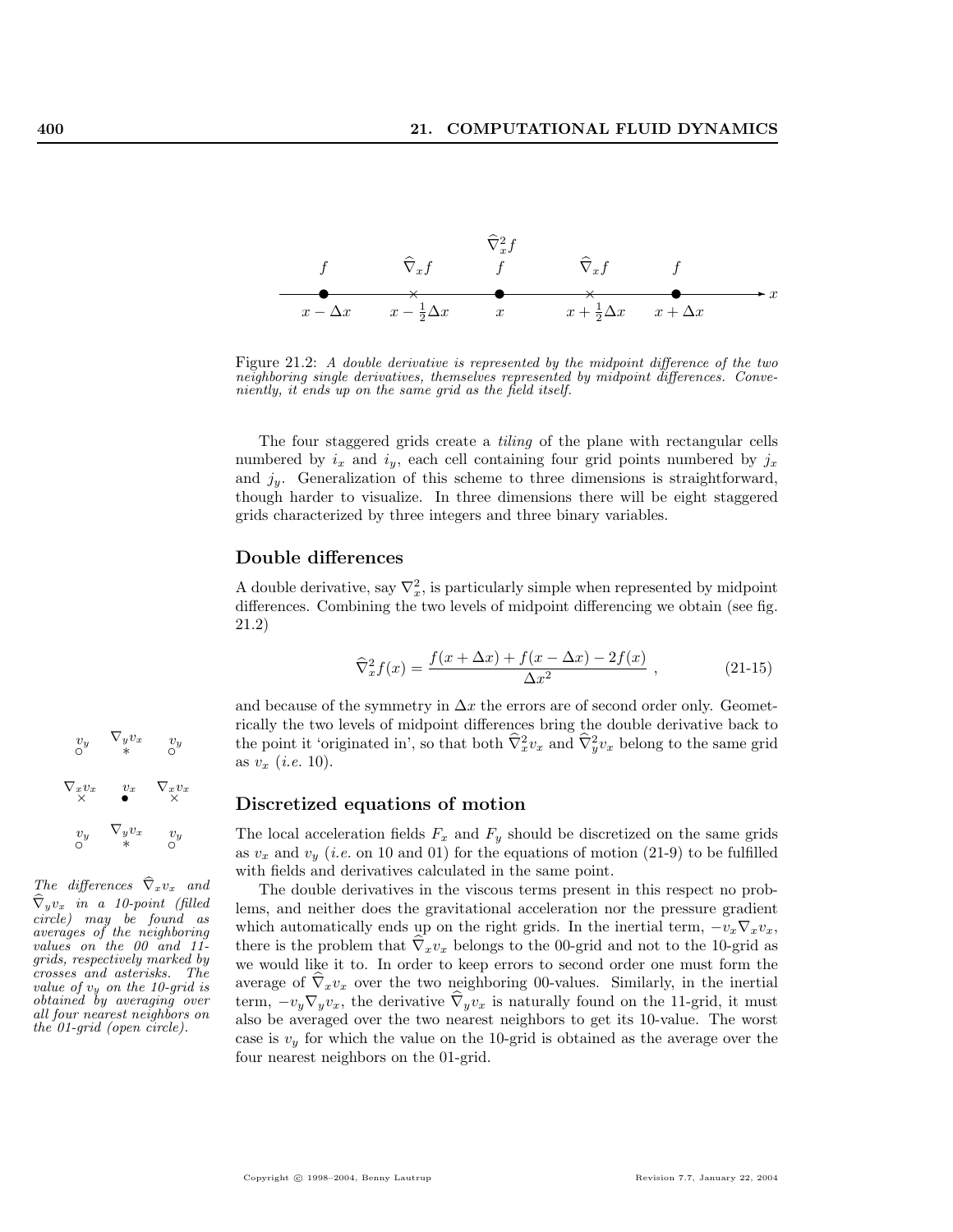Figure 21.2: *A double derivative is represented by the midpoint difference of the two neighboring single derivatives, themselves represented by midpoint differences. Conveniently, it ends up on the same grid as the field itself.*

The four staggered grids create a *tiling* of the plane with rectangular cells numbered by $i_x$ and $i_y$, each cell containing four grid points numbered by $j_x$ and $j_y$. Generalization of this scheme to three dimensions is straightforward, though harder to visualize. In three dimensions there will be eight staggered grids characterized by three integers and three binary variables.

### Double differences

A double derivative, say $\nabla_x^2$, is particularly simple when represented by midpoint differences. Combining the two levels of midpoint differencing we obtain (see fig. 21.2)

$$\widehat{\nabla}_x^2 f(x) = \frac{f(x+\Delta x) + f(x-\Delta x) - 2f(x)}{\Delta x^2} \,, \tag{21-15}$$

and because of the symmetry in $\Delta x$ the errors are of second order only. Geometrically the two levels of midpoint differences bring the double derivative back to the point it 'originated in', so that both $\widehat{\nabla}_x^2 v_x$ and $\widehat{\nabla}_y^2 v_x$ belong to the same grid as $v_x$ (*i.e.* 10).

*The differences $\widehat{\nabla}_x v_x$ and $\widehat{\nabla}_y v_x$ in a 10-point (filled circle) may be found as averages of the neighboring values on the 00 and 11-grids, respectively marked by crosses and asterisks. The value of $v_y$ on the 10-grid is obtained by averaging over all four nearest neighbors on the 01-grid (open circle).*

### Discretized equations of motion

The local acceleration fields $F_x$ and $F_y$ should be discretized on the same grids as $v_x$ and $v_y$ (*i.e.* on 10 and 01) for the equations of motion (21-9) to be fulfilled with fields and derivatives calculated in the same point.

The double derivatives in the viscous terms present in this respect no problems, and neither does the gravitational acceleration nor the pressure gradient which automatically ends up on the right grids. In the inertial term, $-v_x \nabla_x v_x$, there is the problem that $\widehat{\nabla}_x v_x$ belongs to the 00-grid and not to the 10-grid as we would like it to. In order to keep errors to second order one must form the average of $\widehat{\nabla}_x v_x$ over the two neighboring 00-values. Similarly, in the inertial term, $-v_y \nabla_y v_x$, the derivative $\widehat{\nabla}_y v_x$ is naturally found on the 11-grid, it must also be averaged over the two nearest neighbors to get its 10-value. The worst case is $v_y$ for which the value on the 10-grid is obtained as the average over the four nearest neighbors on the 01-grid.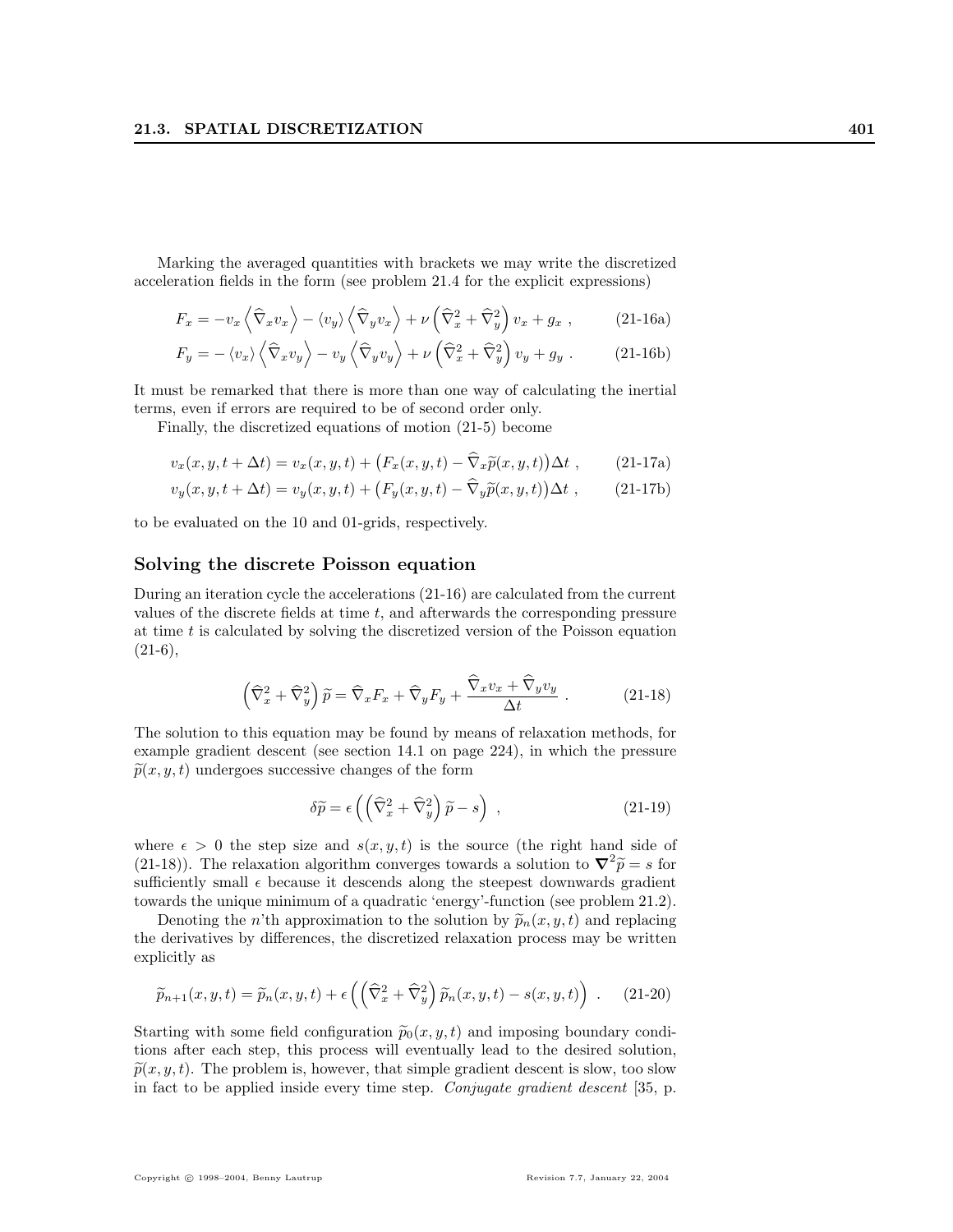Marking the averaged quantities with brackets we may write the discretized acceleration fields in the form (see problem 21.4 for the explicit expressions)

$$F_x = -v_x \left\langle \widehat{\nabla}_x v_x \right\rangle - \langle v_y \rangle \left\langle \widehat{\nabla}_y v_x \right\rangle + \nu \left( \widehat{\nabla}_x^2 + \widehat{\nabla}_y^2 \right) v_x + g_x \ , \tag{21-16a}$$

$$F_y = -\langle v_x \rangle \left\langle \widehat{\nabla}_x v_y \right\rangle - v_y \left\langle \widehat{\nabla}_y v_y \right\rangle + \nu \left( \widehat{\nabla}_x^2 + \widehat{\nabla}_y^2 \right) v_y + g_y \ . \tag{21-16b}$$

It must be remarked that there is more than one way of calculating the inertial terms, even if errors are required to be of second order only.

Finally, the discretized equations of motion (21-5) become

$$v_x(x, y, t + \Delta t) = v_x(x, y, t) + \big(F_x(x, y, t) - \widehat{\nabla}_x \widetilde{p}(x, y, t)\big)\Delta t \ , \tag{21-17a}$$

$$v_y(x, y, t + \Delta t) = v_y(x, y, t) + \big(F_y(x, y, t) - \widehat{\nabla}_y \widetilde{p}(x, y, t)\big)\Delta t \ , \tag{21-17b}$$

to be evaluated on the 10 and 01-grids, respectively.

## Solving the discrete Poisson equation

During an iteration cycle the accelerations (21-16) are calculated from the current values of the discrete fields at time $t$, and afterwards the corresponding pressure at time $t$ is calculated by solving the discretized version of the Poisson equation (21-6),

$$\left( \widehat{\nabla}_x^2 + \widehat{\nabla}_y^2 \right) \widetilde{p} = \widehat{\nabla}_x F_x + \widehat{\nabla}_y F_y + \frac{\widehat{\nabla}_x v_x + \widehat{\nabla}_y v_y}{\Delta t} \ . \tag{21-18}$$

The solution to this equation may be found by means of relaxation methods, for example gradient descent (see section 14.1 on page 224), in which the pressure $\widetilde{p}(x, y, t)$ undergoes successive changes of the form

$$\delta \widetilde{p} = \epsilon \left( \left( \widehat{\nabla}_x^2 + \widehat{\nabla}_y^2 \right) \widetilde{p} - s \right) \ , \tag{21-19}$$

where $\epsilon > 0$ the step size and $s(x, y, t)$ is the source (the right hand side of (21-18)). The relaxation algorithm converges towards a solution to $\boldsymbol{\nabla}^2 \widetilde{p} = s$ for sufficiently small $\epsilon$ because it descends along the steepest downwards gradient towards the unique minimum of a quadratic 'energy'-function (see problem 21.2).

Denoting the $n$'th approximation to the solution by $\widetilde{p}_n(x, y, t)$ and replacing the derivatives by differences, the discretized relaxation process may be written explicitly as

$$\widetilde{p}_{n+1}(x, y, t) = \widetilde{p}_n(x, y, t) + \epsilon \left( \left( \widehat{\nabla}_x^2 + \widehat{\nabla}_y^2 \right) \widetilde{p}_n(x, y, t) - s(x, y, t) \right) \ . \tag{21-20}$$

Starting with some field configuration $\widetilde{p}_0(x, y, t)$ and imposing boundary conditions after each step, this process will eventually lead to the desired solution, $\widetilde{p}(x, y, t)$. The problem is, however, that simple gradient descent is slow, too slow in fact to be applied inside every time step. *Conjugate gradient descent* [35, p.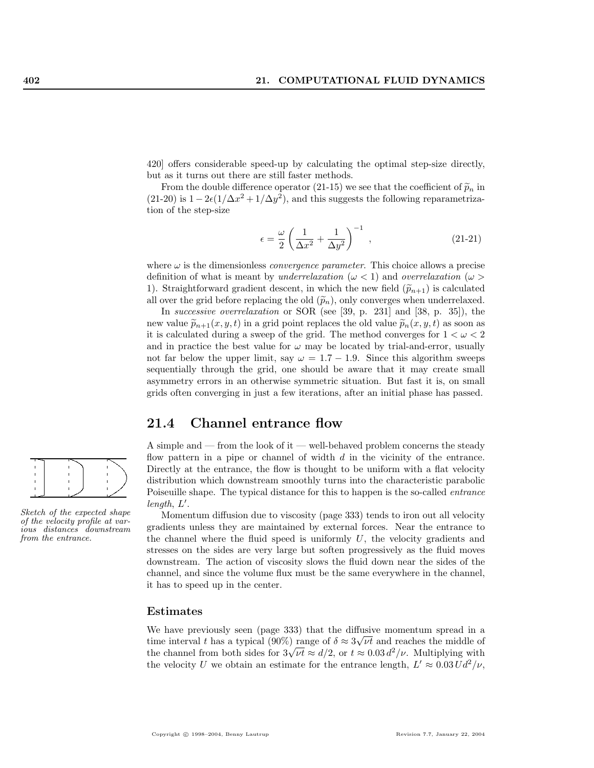420] offers considerable speed-up by calculating the optimal step-size directly, but as it turns out there are still faster methods.

From the double difference operator (21-15) we see that the coefficient of $\widetilde{p}_n$ in (21-20) is $1 - 2\epsilon(1/\Delta x^2 + 1/\Delta y^2)$, and this suggests the following reparametrization of the step-size

$$\epsilon = \frac{\omega}{2}\left(\frac{1}{\Delta x^2} + \frac{1}{\Delta y^2}\right)^{-1} , \tag{21-21}$$

where $\omega$ is the dimensionless *convergence parameter*. This choice allows a precise definition of what is meant by *underrelaxation* ($\omega < 1$) and *overrelaxation* ($\omega > 1$). Straightforward gradient descent, in which the new field ($\widetilde{p}_{n+1}$) is calculated all over the grid before replacing the old ($\widetilde{p}_n$), only converges when underrelaxed.

In *successive overrelaxation* or SOR (see [39, p. 231] and [38, p. 35]), the new value $\widetilde{p}_{n+1}(x, y, t)$ in a grid point replaces the old value $\widetilde{p}_n(x, y, t)$ as soon as it is calculated during a sweep of the grid. The method converges for $1 < \omega < 2$ and in practice the best value for $\omega$ may be located by trial-and-error, usually not far below the upper limit, say $\omega = 1.7 - 1.9$. Since this algorithm sweeps sequentially through the grid, one should be aware that it may create small asymmetry errors in an otherwise symmetric situation. But fast it is, on small grids often converging in just a few iterations, after an initial phase has passed.

## 21.4 Channel entrance flow

A simple and — from the look of it — well-behaved problem concerns the steady flow pattern in a pipe or channel of width $d$ in the vicinity of the entrance. Directly at the entrance, the flow is thought to be uniform with a flat velocity distribution which downstream smoothly turns into the characteristic parabolic Poiseuille shape. The typical distance for this to happen is the so-called *entrance length*, $L'$.

*Sketch of the expected shape of the velocity profile at various distances downstream from the entrance.*

Momentum diffusion due to viscosity (page 333) tends to iron out all velocity gradients unless they are maintained by external forces. Near the entrance to the channel where the fluid speed is uniformly $U$, the velocity gradients and stresses on the sides are very large but soften progressively as the fluid moves downstream. The action of viscosity slows the fluid down near the sides of the channel, and since the volume flux must be the same everywhere in the channel, it has to speed up in the center.

### Estimates

We have previously seen (page 333) that the diffusive momentum spread in a time interval $t$ has a typical (90%) range of $\delta \approx 3\sqrt{\nu t}$ and reaches the middle of the channel from both sides for $3\sqrt{\nu t} \approx d/2$, or $t \approx 0.03\, d^2/\nu$. Multiplying with the velocity $U$ we obtain an estimate for the entrance length, $L' \approx 0.03\, U d^2/\nu$,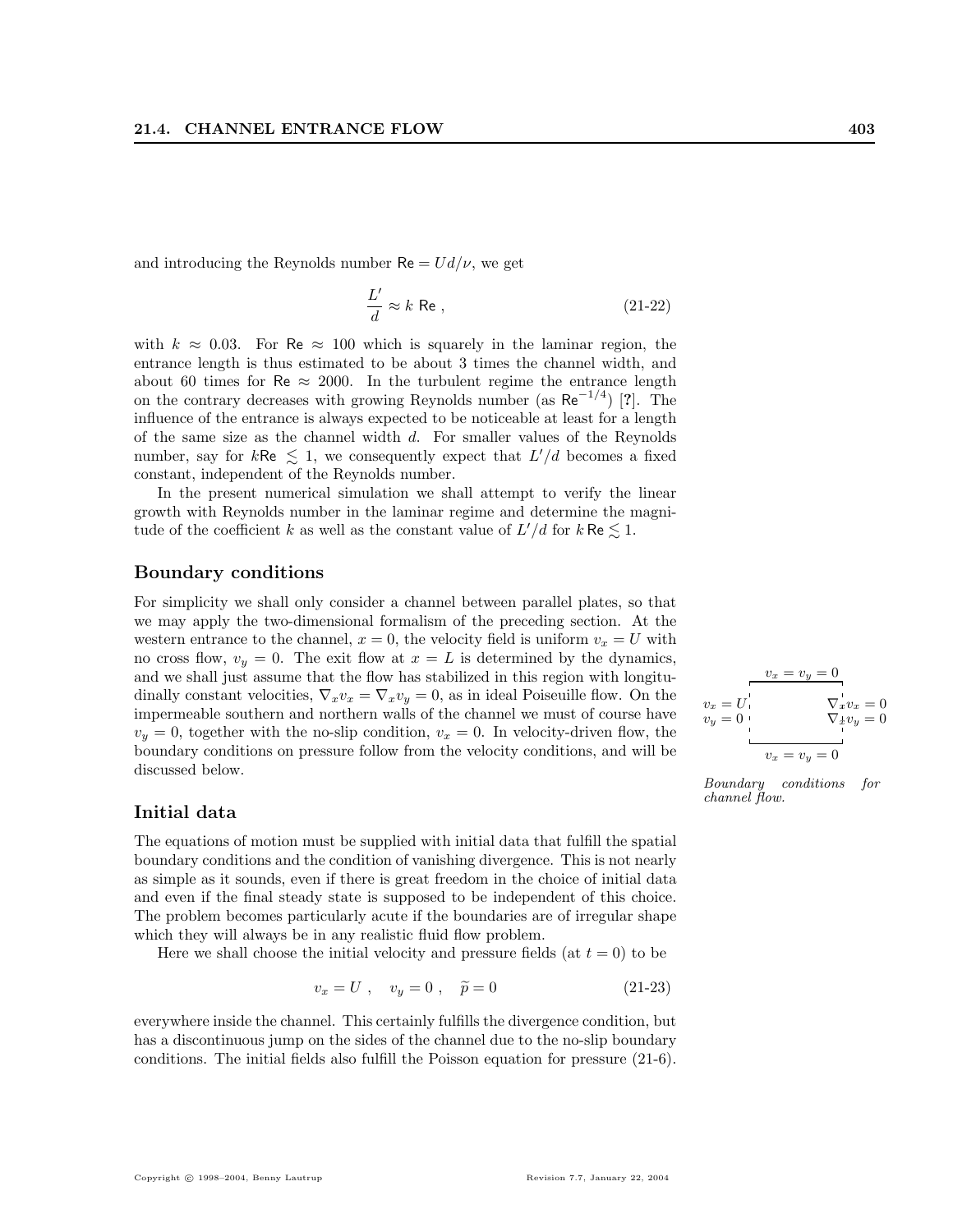and introducing the Reynolds number $\mathsf{Re} = Ud/\nu$, we get

$$\frac{L'}{d} \approx k \ \mathsf{Re} \ , \tag{21-22}$$

with $k \approx 0.03$. For $\mathsf{Re} \approx 100$ which is squarely in the laminar region, the entrance length is thus estimated to be about 3 times the channel width, and about 60 times for $\mathsf{Re} \approx 2000$. In the turbulent regime the entrance length on the contrary decreases with growing Reynolds number (as $\mathsf{Re}^{-1/4}$) [?]. The influence of the entrance is always expected to be noticeable at least for a length of the same size as the channel width $d$. For smaller values of the Reynolds number, say for $k\mathsf{Re} \lesssim 1$, we consequently expect that $L'/d$ becomes a fixed constant, independent of the Reynolds number.

In the present numerical simulation we shall attempt to verify the linear growth with Reynolds number in the laminar regime and determine the magnitude of the coefficient $k$ as well as the constant value of $L'/d$ for $k\,\mathsf{Re} \lesssim 1$.

## Boundary conditions

For simplicity we shall only consider a channel between parallel plates, so that we may apply the two-dimensional formalism of the preceding section. At the western entrance to the channel, $x = 0$, the velocity field is uniform $v_x = U$ with no cross flow, $v_y = 0$. The exit flow at $x = L$ is determined by the dynamics, and we shall just assume that the flow has stabilized in this region with longitudinally constant velocities, $\nabla_x v_x = \nabla_x v_y = 0$, as in ideal Poiseuille flow. On the impermeable southern and northern walls of the channel we must of course have $v_y = 0$, together with the no-slip condition, $v_x = 0$. In velocity-driven flow, the boundary conditions on pressure follow from the velocity conditions, and will be discussed below.

$v_x = v_y = 0$ (top), $v_x = U$, $v_y = 0$ (left), $\nabla_x v_x = 0$, $\nabla_x v_y = 0$ (right), $v_x = v_y = 0$ (bottom)

*Boundary conditions for channel flow.*

## Initial data

The equations of motion must be supplied with initial data that fulfill the spatial boundary conditions and the condition of vanishing divergence. This is not nearly as simple as it sounds, even if there is great freedom in the choice of initial data and even if the final steady state is supposed to be independent of this choice. The problem becomes particularly acute if the boundaries are of irregular shape which they will always be in any realistic fluid flow problem.

Here we shall choose the initial velocity and pressure fields (at $t = 0$) to be

$$v_x = U \ , \quad v_y = 0 \ , \quad \widetilde{p} = 0 \tag{21-23}$$

everywhere inside the channel. This certainly fulfills the divergence condition, but has a discontinuous jump on the sides of the channel due to the no-slip boundary conditions. The initial fields also fulfill the Poisson equation for pressure (21-6).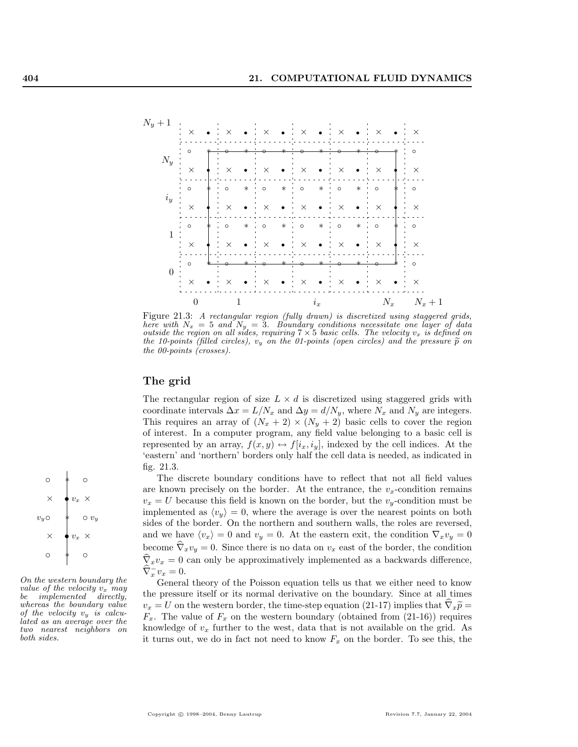Figure 21.3: *A rectangular region (fully drawn) is discretized using staggered grids, here with $N_x = 5$ and $N_y = 3$. Boundary conditions necessitate one layer of data outside the region on all sides, requiring $7 \times 5$ basic cells. The velocity $v_x$ is defined on the 10-points (filled circles), $v_y$ on the 01-points (open circles) and the pressure $\widetilde{p}$ on the 00-points (crosses).*

## The grid

The rectangular region of size $L \times d$ is discretized using staggered grids with coordinate intervals $\Delta x = L/N_x$ and $\Delta y = d/N_y$, where $N_x$ and $N_y$ are integers. This requires an array of $(N_x + 2) \times (N_y + 2)$ basic cells to cover the region of interest. In a computer program, any field value belonging to a basic cell is represented by an array, $f(x, y) \leftrightarrow f[i_x, i_y]$, indexed by the cell indices. At the 'eastern' and 'northern' borders only half the cell data is needed, as indicated in fig. 21.3.

The discrete boundary conditions have to reflect that not all field values are known precisely on the border. At the entrance, the $v_x$-condition remains $v_x = U$ because this field is known on the border, but the $v_y$-condition must be implemented as $\langle v_y \rangle = 0$, where the average is over the nearest points on both sides of the border. On the northern and southern walls, the roles are reversed, and we have $\langle v_x \rangle = 0$ and $v_y = 0$. At the eastern exit, the condition $\nabla_x v_y = 0$ become $\widehat{\nabla}_x v_y = 0$. Since there is no data on $v_x$ east of the border, the condition $\widehat{\nabla}_x v_x = 0$ can only be approximatively implemented as a backwards difference, $\widehat{\nabla}_x^- v_x = 0$.

*On the western boundary the value of the velocity $v_x$ may be implemented directly, whereas the boundary value of the velocity $v_y$ is calculated as an average over the two nearest neighbors on both sides.*

General theory of the Poisson equation tells us that we either need to know the pressure itself or its normal derivative on the boundary. Since at all times $v_x = U$ on the western border, the time-step equation (21-17) implies that $\widehat{\nabla}_x \widetilde{p} = F_x$. The value of $F_x$ on the western boundary (obtained from (21-16)) requires knowledge of $v_x$ further to the west, data that is not available on the grid. As it turns out, we do in fact not need to know $F_x$ on the border. To see this, the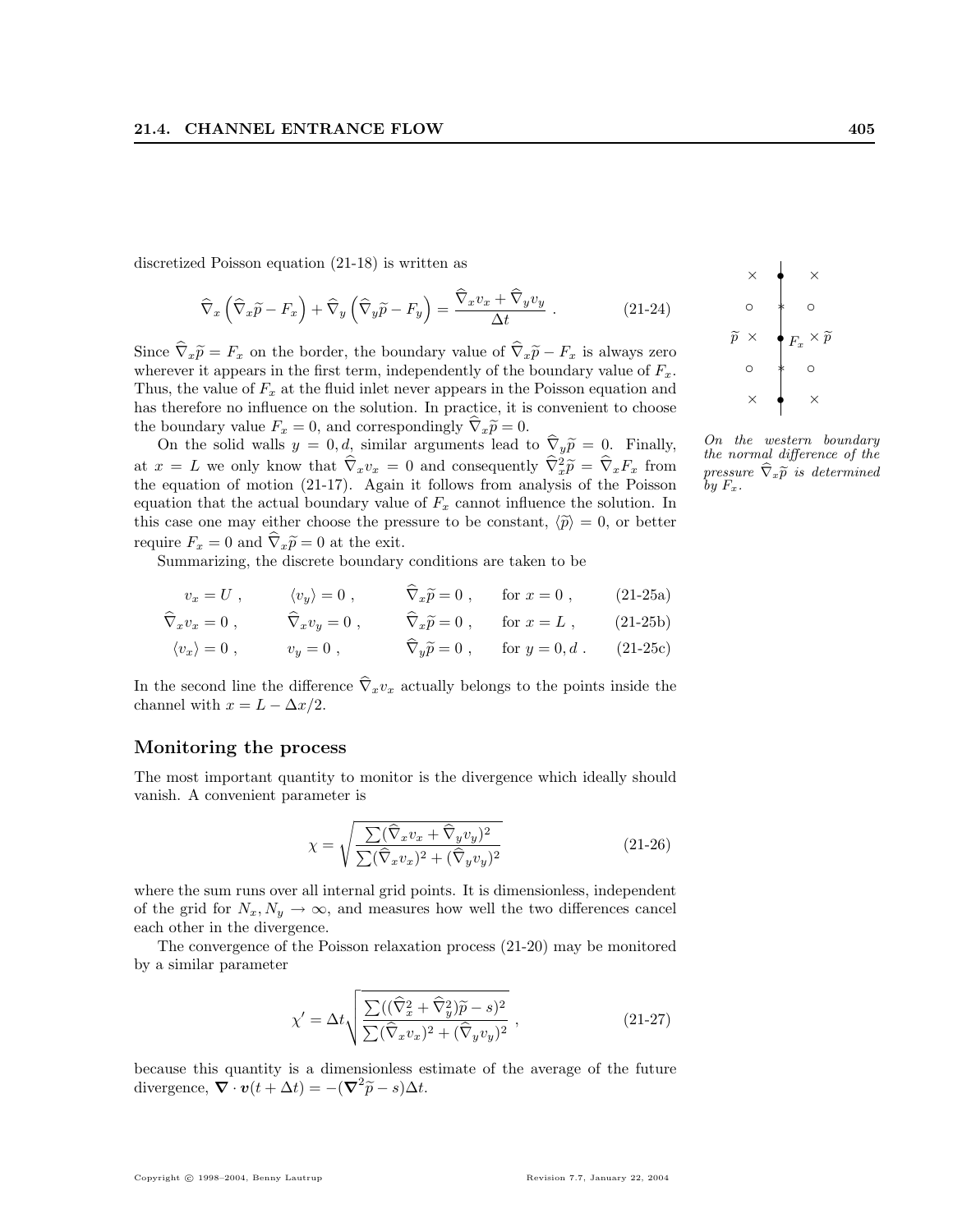discretized Poisson equation (21-18) is written as

$$\widehat{\nabla}_x \left(\widehat{\nabla}_x \widetilde{p} - F_x\right) + \widehat{\nabla}_y \left(\widehat{\nabla}_y \widetilde{p} - F_y\right) = \frac{\widehat{\nabla}_x v_x + \widehat{\nabla}_y v_y}{\Delta t} \; . \tag{21-24}$$

Since $\widehat{\nabla}_x \widetilde{p} = F_x$ on the border, the boundary value of $\widehat{\nabla}_x \widetilde{p} - F_x$ is always zero wherever it appears in the first term, independently of the boundary value of $F_x$. Thus, the value of $F_x$ at the fluid inlet never appears in the Poisson equation and has therefore no influence on the solution. In practice, it is convenient to choose the boundary value $F_x = 0$, and correspondingly $\widehat{\nabla}_x \widetilde{p} = 0$.

On the solid walls $y = 0, d$, similar arguments lead to $\widehat{\nabla}_y \widetilde{p} = 0$. Finally, at $x = L$ we only know that $\widehat{\nabla}_x v_x = 0$ and consequently $\widehat{\nabla}_x^2 \widetilde{p} = \widehat{\nabla}_x F_x$ from the equation of motion (21-17). Again it follows from analysis of the Poisson equation that the actual boundary value of $F_x$ cannot influence the solution. In this case one may either choose the pressure to be constant, $\langle \widetilde{p} \rangle = 0$, or better require $F_x = 0$ and $\widehat{\nabla}_x \widetilde{p} = 0$ at the exit.

*On the western boundary the normal difference of the pressure $\widehat{\nabla}_x \widetilde{p}$ is determined by $F_x$.*

Summarizing, the discrete boundary conditions are taken to be

$$v_x = U \; , \qquad \langle v_y \rangle = 0 \; , \qquad \widehat{\nabla}_x \widetilde{p} = 0 \; , \qquad \text{for } x = 0 \; , \tag{21-25a}$$

$$\widehat{\nabla}_x v_x = 0 \; , \qquad \widehat{\nabla}_x v_y = 0 \; , \qquad \widehat{\nabla}_x \widetilde{p} = 0 \; , \qquad \text{for } x = L \; , \tag{21-25b}$$

$$\langle v_x \rangle = 0 \; , \qquad v_y = 0 \; , \qquad \widehat{\nabla}_y \widetilde{p} = 0 \; , \qquad \text{for } y = 0, d \; . \tag{21-25c}$$

In the second line the difference $\widehat{\nabla}_x v_x$ actually belongs to the points inside the channel with $x = L - \Delta x/2$.

## Monitoring the process

The most important quantity to monitor is the divergence which ideally should vanish. A convenient parameter is

$$\chi = \sqrt{\frac{\sum (\widehat{\nabla}_x v_x + \widehat{\nabla}_y v_y)^2}{\sum (\widehat{\nabla}_x v_x)^2 + (\widehat{\nabla}_y v_y)^2}} \tag{21-26}$$

where the sum runs over all internal grid points. It is dimensionless, independent of the grid for $N_x, N_y \to \infty$, and measures how well the two differences cancel each other in the divergence.

The convergence of the Poisson relaxation process (21-20) may be monitored by a similar parameter

$$\chi' = \Delta t \sqrt{\frac{\sum ((\widehat{\nabla}_x^2 + \widehat{\nabla}_y^2)\widetilde{p} - s)^2}{\sum (\widehat{\nabla}_x v_x)^2 + (\widehat{\nabla}_y v_y)^2}} \; , \tag{21-27}$$

because this quantity is a dimensionless estimate of the average of the future divergence, $\boldsymbol{\nabla} \cdot \boldsymbol{v}(t + \Delta t) = -(\boldsymbol{\nabla}^2 \widetilde{p} - s)\Delta t$.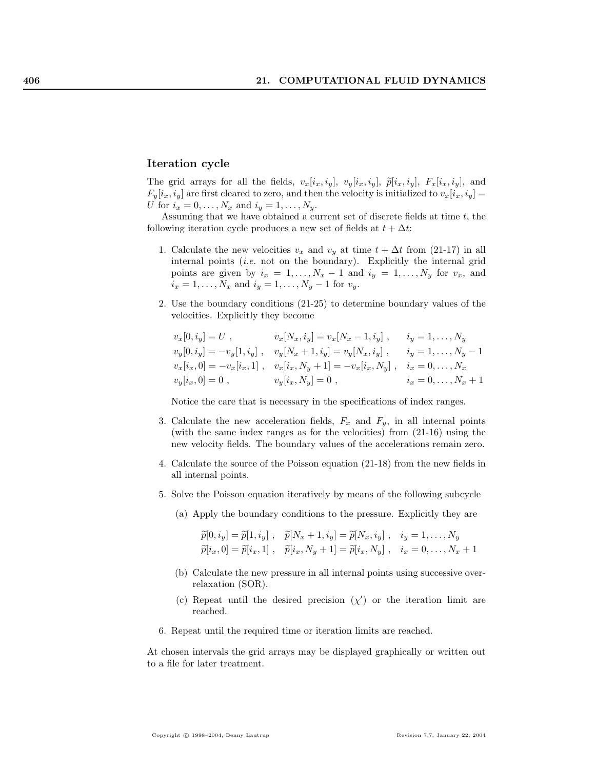### Iteration cycle

The grid arrays for all the fields, $v_x[i_x, i_y]$, $v_y[i_x, i_y]$, $\widetilde{p}[i_x, i_y]$, $F_x[i_x, i_y]$, and $F_y[i_x, i_y]$ are first cleared to zero, and then the velocity is initialized to $v_x[i_x, i_y] = U$ for $i_x = 0, \ldots, N_x$ and $i_y = 1, \ldots, N_y$.

Assuming that we have obtained a current set of discrete fields at time $t$, the following iteration cycle produces a new set of fields at $t + \Delta t$:

1. Calculate the new velocities $v_x$ and $v_y$ at time $t + \Delta t$ from (21-17) in all internal points (*i.e.* not on the boundary). Explicitly the internal grid points are given by $i_x = 1, \ldots, N_x - 1$ and $i_y = 1, \ldots, N_y$ for $v_x$, and $i_x = 1, \ldots, N_x$ and $i_y = 1, \ldots, N_y - 1$ for $v_y$.

2. Use the boundary conditions (21-25) to determine boundary values of the velocities. Explicitly they become

$$
\begin{array}{lll}
v_x[0, i_y] = U \ , & v_x[N_x, i_y] = v_x[N_x - 1, i_y] \ , & i_y = 1, \ldots, N_y \\
v_y[0, i_y] = -v_y[1, i_y] \ , & v_y[N_x + 1, i_y] = v_y[N_x, i_y] \ , & i_y = 1, \ldots, N_y - 1 \\
v_x[i_x, 0] = -v_x[i_x, 1] \ , & v_x[i_x, N_y + 1] = -v_x[i_x, N_y] \ , & i_x = 0, \ldots, N_x \\
v_y[i_x, 0] = 0 \ , & v_y[i_x, N_y] = 0 \ , & i_x = 0, \ldots, N_x + 1
\end{array}
$$

   Notice the care that is necessary in the specifications of index ranges.

3. Calculate the new acceleration fields, $F_x$ and $F_y$, in all internal points (with the same index ranges as for the velocities) from (21-16) using the new velocity fields. The boundary values of the accelerations remain zero.

4. Calculate the source of the Poisson equation (21-18) from the new fields in all internal points.

5. Solve the Poisson equation iteratively by means of the following subcycle

   (a) Apply the boundary conditions to the pressure. Explicitly they are

$$
\begin{array}{lll}
\widetilde{p}[0, i_y] = \widetilde{p}[1, i_y] \ , & \widetilde{p}[N_x + 1, i_y] = \widetilde{p}[N_x, i_y] \ , & i_y = 1, \ldots, N_y \\
\widetilde{p}[i_x, 0] = \widetilde{p}[i_x, 1] \ , & \widetilde{p}[i_x, N_y + 1] = \widetilde{p}[i_x, N_y] \ , & i_x = 0, \ldots, N_x + 1
\end{array}
$$

   (b) Calculate the new pressure in all internal points using successive over-relaxation (SOR).

   (c) Repeat until the desired precision ($\chi'$) or the iteration limit are reached.

6. Repeat until the required time or iteration limits are reached.

At chosen intervals the grid arrays may be displayed graphically or written out to a file for later treatment.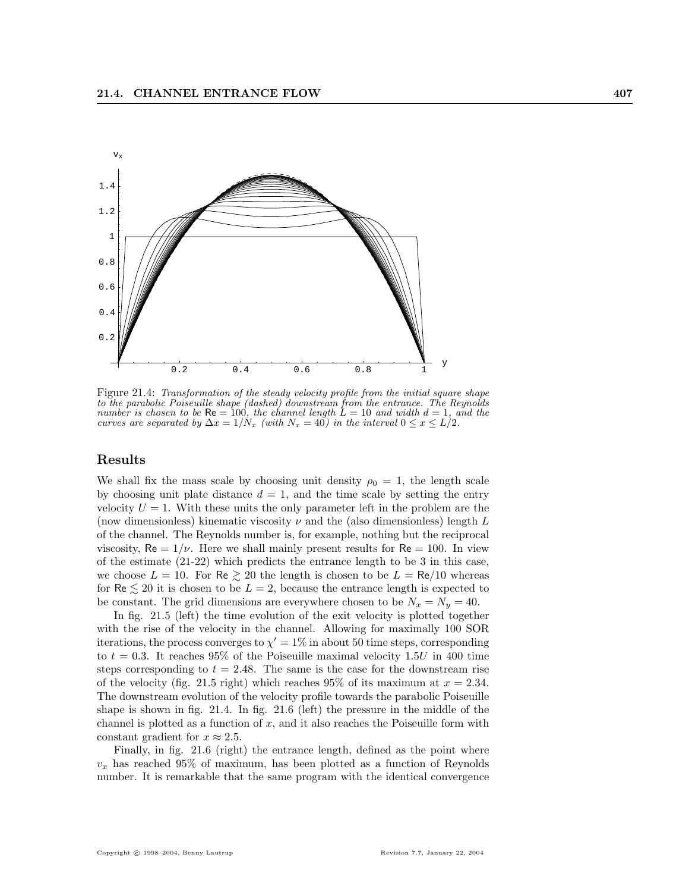Figure 21.4: *Transformation of the steady velocity profile from the initial square shape to the parabolic Poiseuille shape (dashed) downstream from the entrance. The Reynolds number is chosen to be* $\mathsf{Re} = 100$*, the channel length* $L = 10$ *and width* $d = 1$*, and the curves are separated by* $\Delta x = 1/N_x$ *(with* $N_x = 40$*) in the interval* $0 \le x \le L/2$*.*

## Results

We shall fix the mass scale by choosing unit density $\rho_0 = 1$, the length scale by choosing unit plate distance $d = 1$, and the time scale by setting the entry velocity $U = 1$. With these units the only parameter left in the problem are the (now dimensionless) kinematic viscosity $\nu$ and the (also dimensionless) length $L$ of the channel. The Reynolds number is, for example, nothing but the reciprocal viscosity, $\mathsf{Re} = 1/\nu$. Here we shall mainly present results for $\mathsf{Re} = 100$. In view of the estimate (21-22) which predicts the entrance length to be 3 in this case, we choose $L = 10$. For $\mathsf{Re} \gtrsim 20$ the length is chosen to be $L = \mathsf{Re}/10$ whereas for $\mathsf{Re} \lesssim 20$ it is chosen to be $L = 2$, because the entrance length is expected to be constant. The grid dimensions are everywhere chosen to be $N_x = N_y = 40$.

In fig. 21.5 (left) the time evolution of the exit velocity is plotted together with the rise of the velocity in the channel. Allowing for maximally 100 SOR iterations, the process converges to $\chi' = 1\%$ in about 50 time steps, corresponding to $t = 0.3$. It reaches 95% of the Poiseuille maximal velocity $1.5U$ in 400 time steps corresponding to $t = 2.48$. The same is the case for the downstream rise of the velocity (fig. 21.5 right) which reaches 95% of its maximum at $x = 2.34$. The downstream evolution of the velocity profile towards the parabolic Poiseuille shape is shown in fig. 21.4. In fig. 21.6 (left) the pressure in the middle of the channel is plotted as a function of $x$, and it also reaches the Poiseuille form with constant gradient for $x \approx 2.5$.

Finally, in fig. 21.6 (right) the entrance length, defined as the point where $v_x$ has reached 95% of maximum, has been plotted as a function of Reynolds number. It is remarkable that the same program with the identical convergence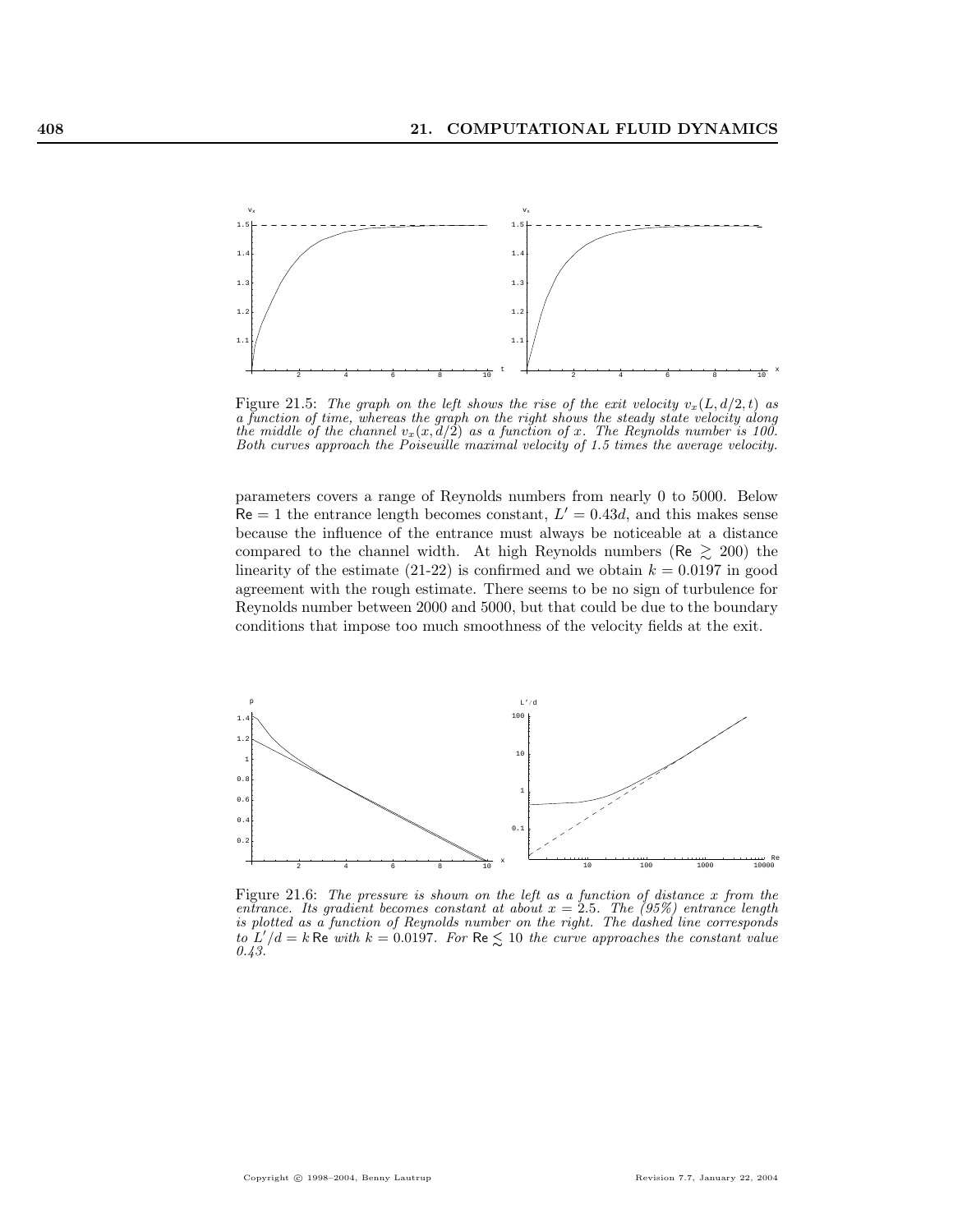Figure 21.5: *The graph on the left shows the rise of the exit velocity $v_x(L, d/2, t)$ as a function of time, whereas the graph on the right shows the steady state velocity along the middle of the channel $v_x(x, d/2)$ as a function of $x$. The Reynolds number is 100. Both curves approach the Poiseuille maximal velocity of 1.5 times the average velocity.*

parameters covers a range of Reynolds numbers from nearly 0 to 5000. Below $\mathsf{Re} = 1$ the entrance length becomes constant, $L' = 0.43d$, and this makes sense because the influence of the entrance must always be noticeable at a distance compared to the channel width. At high Reynolds numbers ($\mathsf{Re} \gtrsim 200$) the linearity of the estimate (21-22) is confirmed and we obtain $k = 0.0197$ in good agreement with the rough estimate. There seems to be no sign of turbulence for Reynolds number between 2000 and 5000, but that could be due to the boundary conditions that impose too much smoothness of the velocity fields at the exit.

Figure 21.6: *The pressure is shown on the left as a function of distance $x$ from the entrance. Its gradient becomes constant at about $x = 2.5$. The (95%) entrance length is plotted as a function of Reynolds number on the right. The dashed line corresponds to $L'/d = k\,\mathsf{Re}$ with $k = 0.0197$. For $\mathsf{Re} \lesssim 10$ the curve approaches the constant value 0.43.*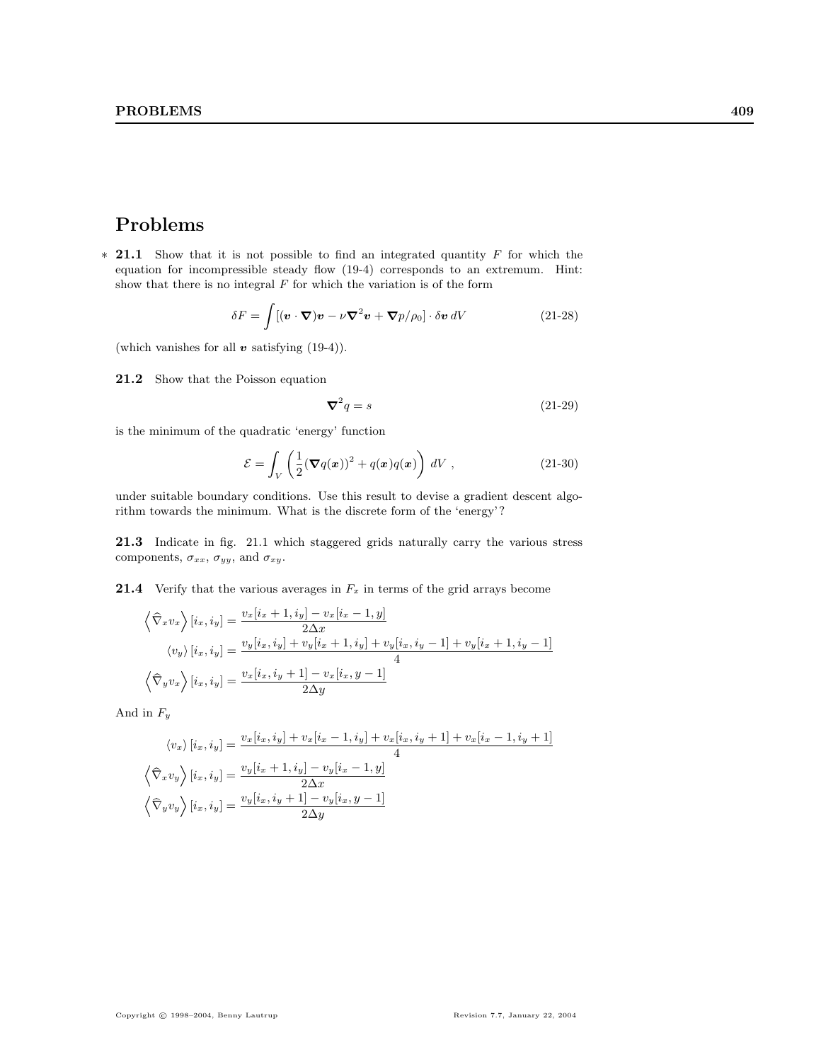# Problems

∗ **21.1** Show that it is not possible to find an integrated quantity $F$ for which the equation for incompressible steady flow (19-4) corresponds to an extremum. Hint: show that there is no integral $F$ for which the variation is of the form

$$\delta F = \int [(\boldsymbol{v} \cdot \boldsymbol{\nabla})\boldsymbol{v} - \nu \boldsymbol{\nabla}^2 \boldsymbol{v} + \boldsymbol{\nabla} p/\rho_0] \cdot \delta \boldsymbol{v} \, dV \tag{21-28}$$

(which vanishes for all $\boldsymbol{v}$ satisfying (19-4)).

**21.2** Show that the Poisson equation

$$\boldsymbol{\nabla}^2 q = s \tag{21-29}$$

is the minimum of the quadratic 'energy' function

$$\mathcal{E} = \int_V \left( \frac{1}{2}(\boldsymbol{\nabla} q(\boldsymbol{x}))^2 + q(\boldsymbol{x})q(\boldsymbol{x}) \right) \, dV \ , \tag{21-30}$$

under suitable boundary conditions. Use this result to devise a gradient descent algorithm towards the minimum. What is the discrete form of the 'energy'?

**21.3** Indicate in fig. 21.1 which staggered grids naturally carry the various stress components, $\sigma_{xx}$, $\sigma_{yy}$, and $\sigma_{xy}$.

**21.4** Verify that the various averages in $F_x$ in terms of the grid arrays become

$$\left\langle \widehat{\nabla}_x v_x \right\rangle [i_x, i_y] = \frac{v_x[i_x+1, i_y] - v_x[i_x-1, y]}{2\Delta x}$$

$$\langle v_y \rangle [i_x, i_y] = \frac{v_y[i_x, i_y] + v_y[i_x+1, i_y] + v_y[i_x, i_y-1] + v_y[i_x+1, i_y-1]}{4}$$

$$\left\langle \widehat{\nabla}_y v_x \right\rangle [i_x, i_y] = \frac{v_x[i_x, i_y+1] - v_x[i_x, y-1]}{2\Delta y}$$

And in $F_y$

$$\langle v_x \rangle [i_x, i_y] = \frac{v_x[i_x, i_y] + v_x[i_x-1, i_y] + v_x[i_x, i_y+1] + v_x[i_x-1, i_y+1]}{4}$$

$$\left\langle \widehat{\nabla}_x v_y \right\rangle [i_x, i_y] = \frac{v_y[i_x+1, i_y] - v_y[i_x-1, y]}{2\Delta x}$$

$$\left\langle \widehat{\nabla}_y v_y \right\rangle [i_x, i_y] = \frac{v_y[i_x, i_y+1] - v_y[i_x, y-1]}{2\Delta y}$$